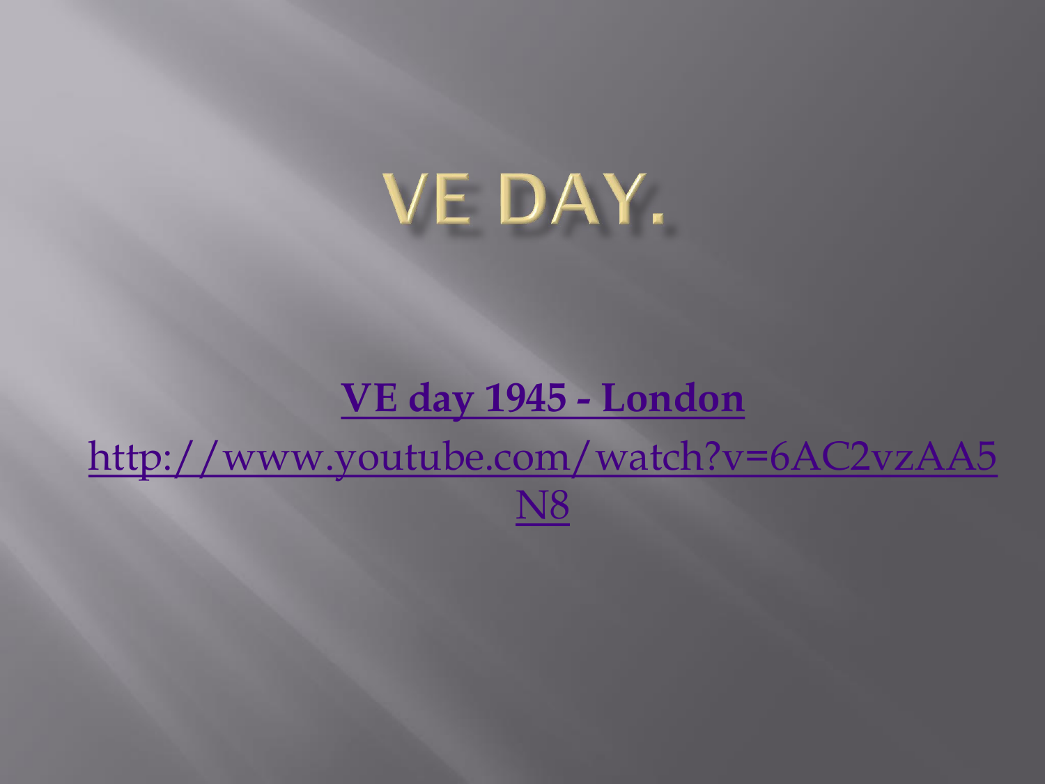# VE DAY.

**VE day 1945 - London**

http://www.youtube.com/watch?v=6AC2vzAA5N8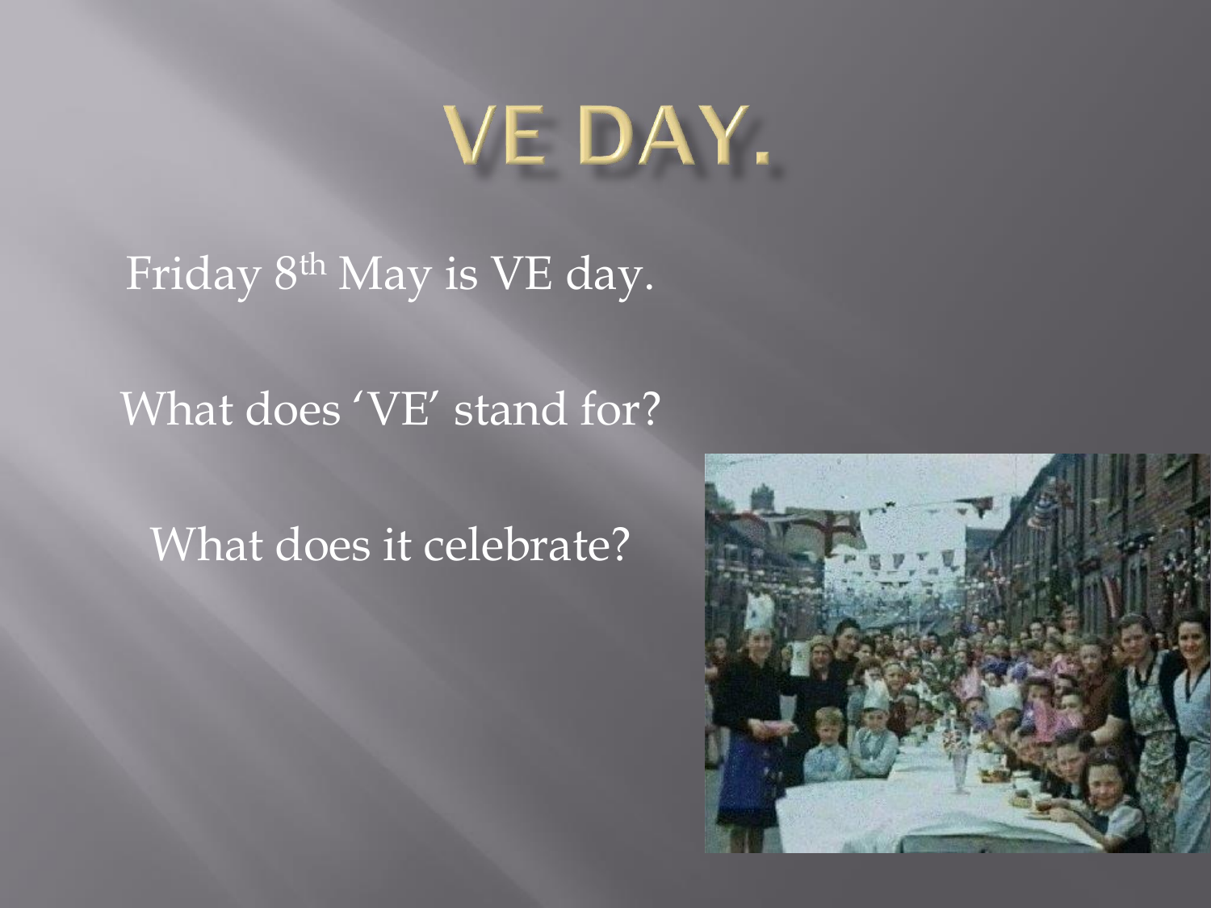# VE DAY.

Friday 8th May is VE day.

What does 'VE' stand for?

What does it celebrate?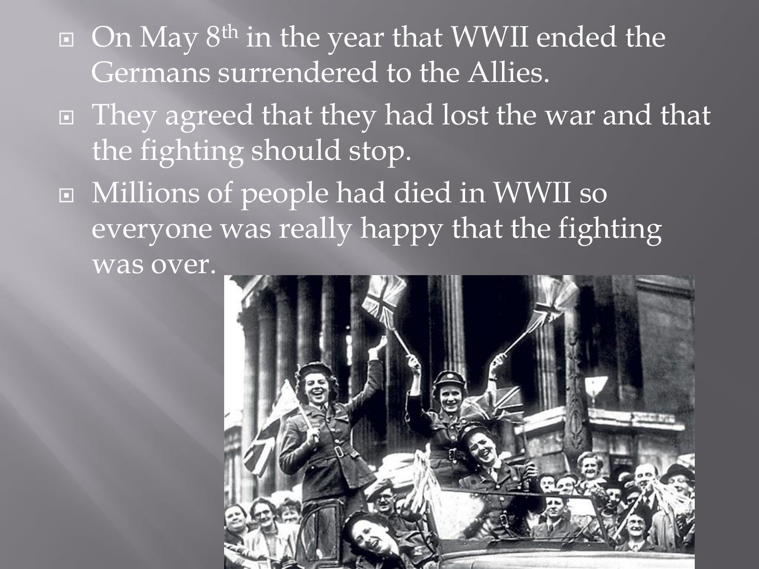- On May 8th in the year that WWII ended the Germans surrendered to the Allies.
- They agreed that they had lost the war and that the fighting should stop.
- Millions of people had died in WWII so everyone was really happy that the fighting was over.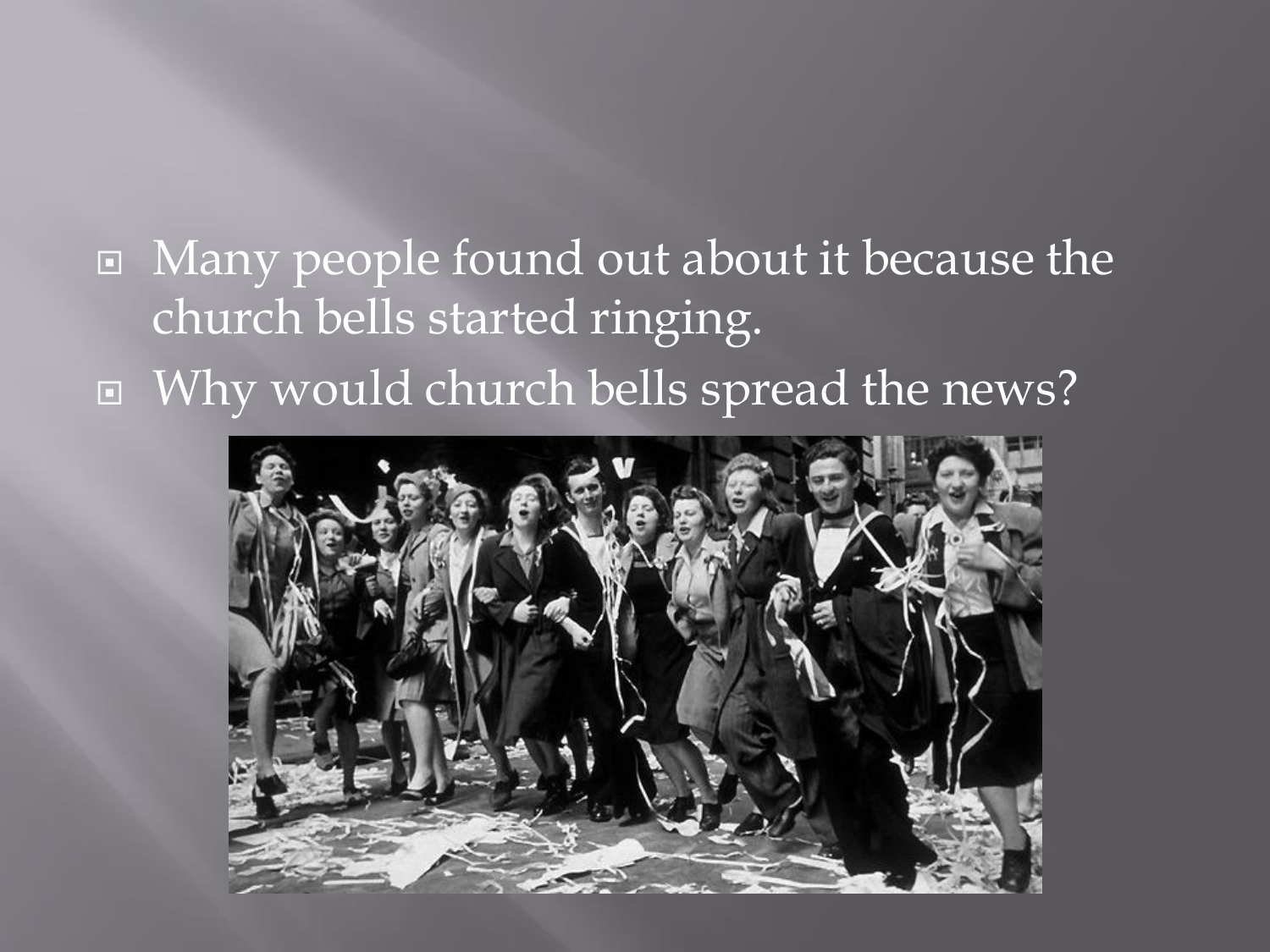- Many people found out about it because the church bells started ringing.
- Why would church bells spread the news?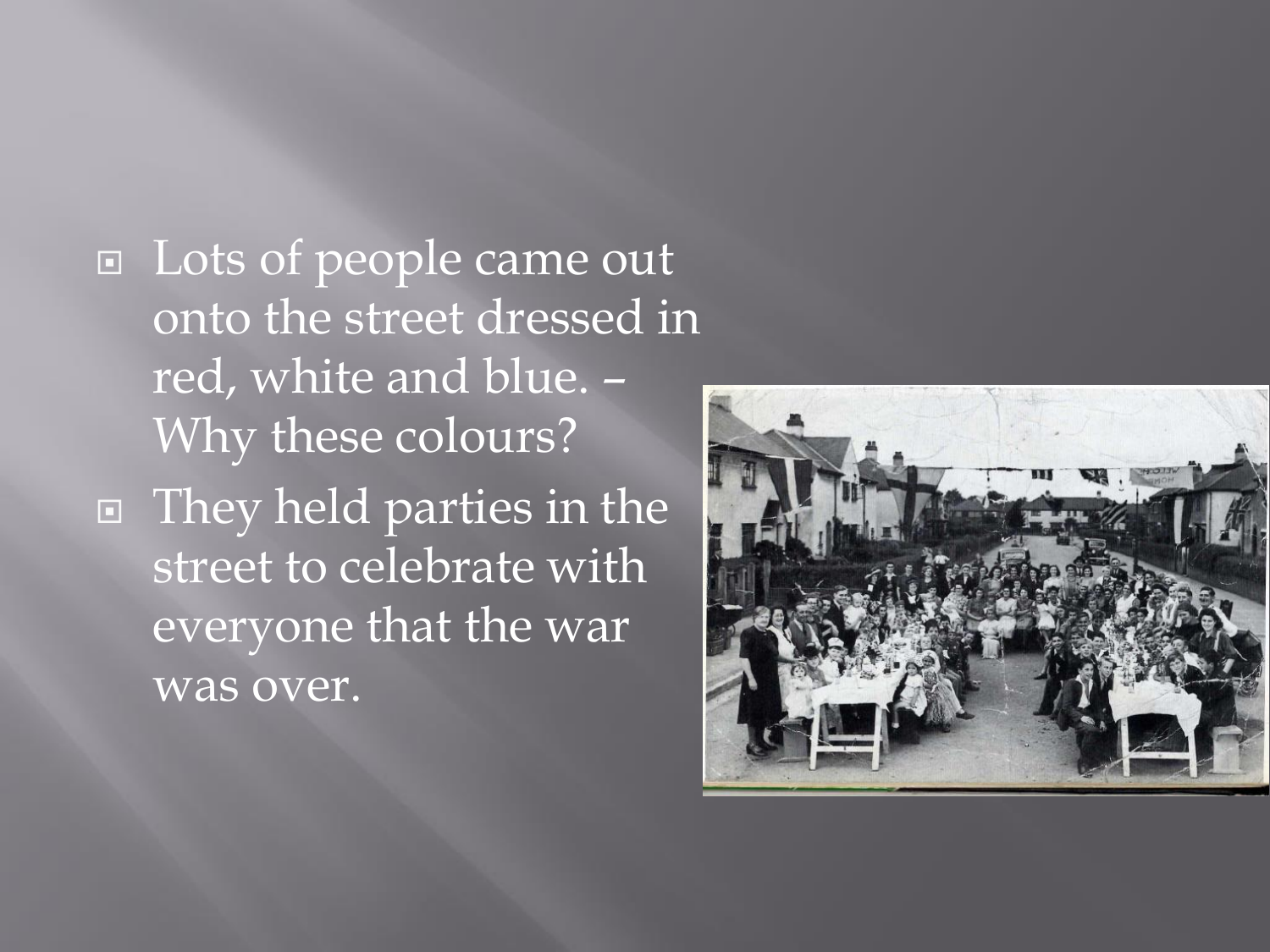- Lots of people came out onto the street dressed in red, white and blue. – Why these colours?
- They held parties in the street to celebrate with everyone that the war was over.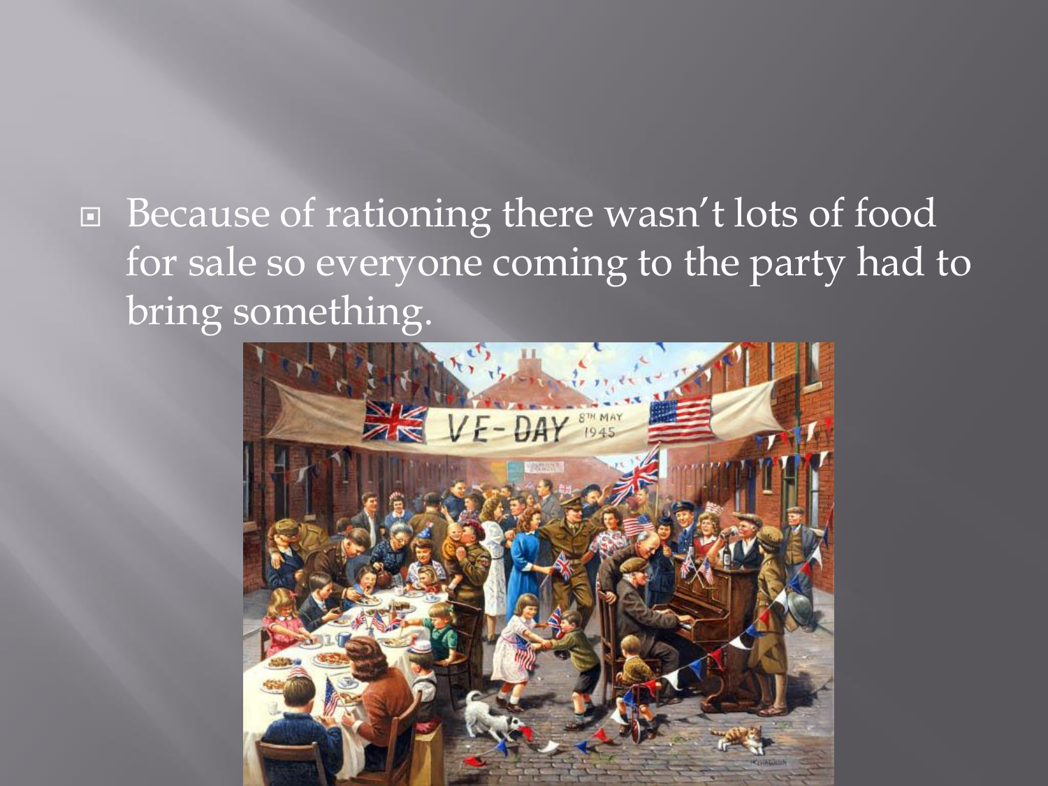- Because of rationing there wasn't lots of food for sale so everyone coming to the party had to bring something.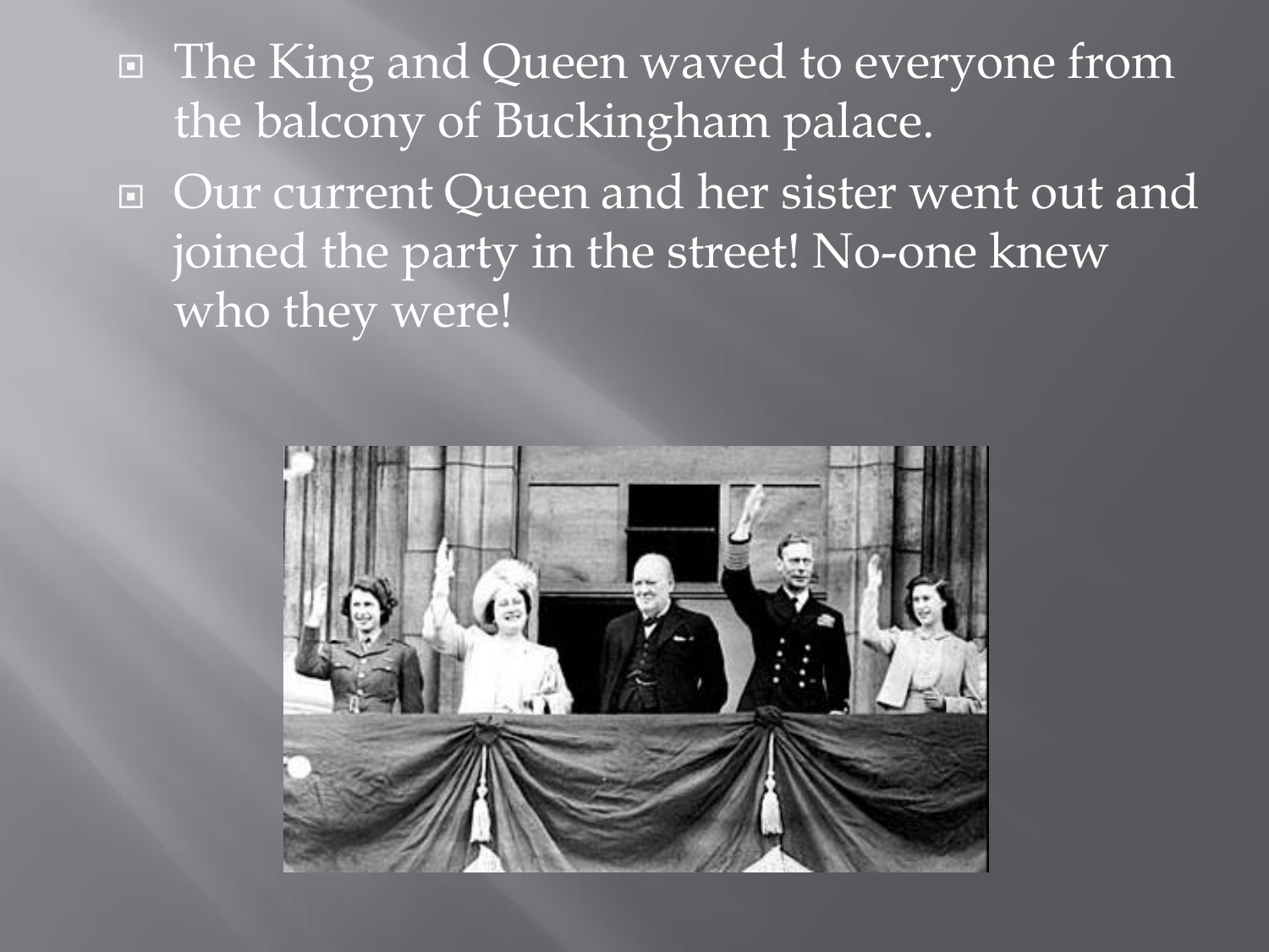- The King and Queen waved to everyone from the balcony of Buckingham palace.
- Our current Queen and her sister went out and joined the party in the street! No-one knew who they were!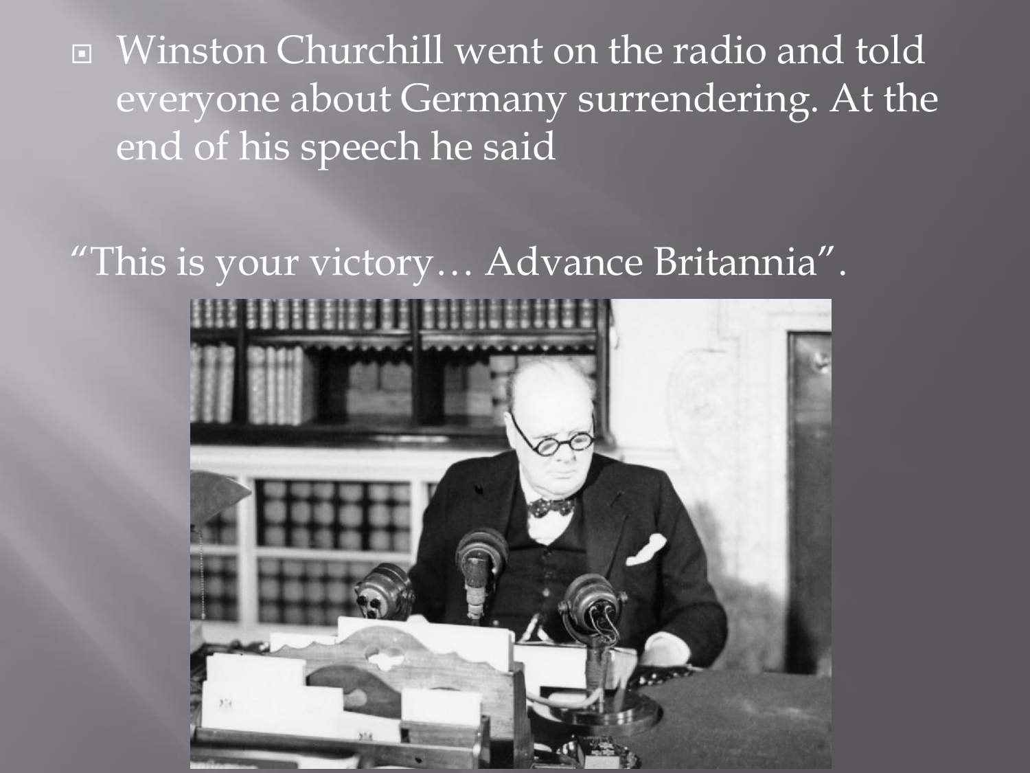- Winston Churchill went on the radio and told everyone about Germany surrendering. At the end of his speech he said

"This is your victory… Advance Britannia".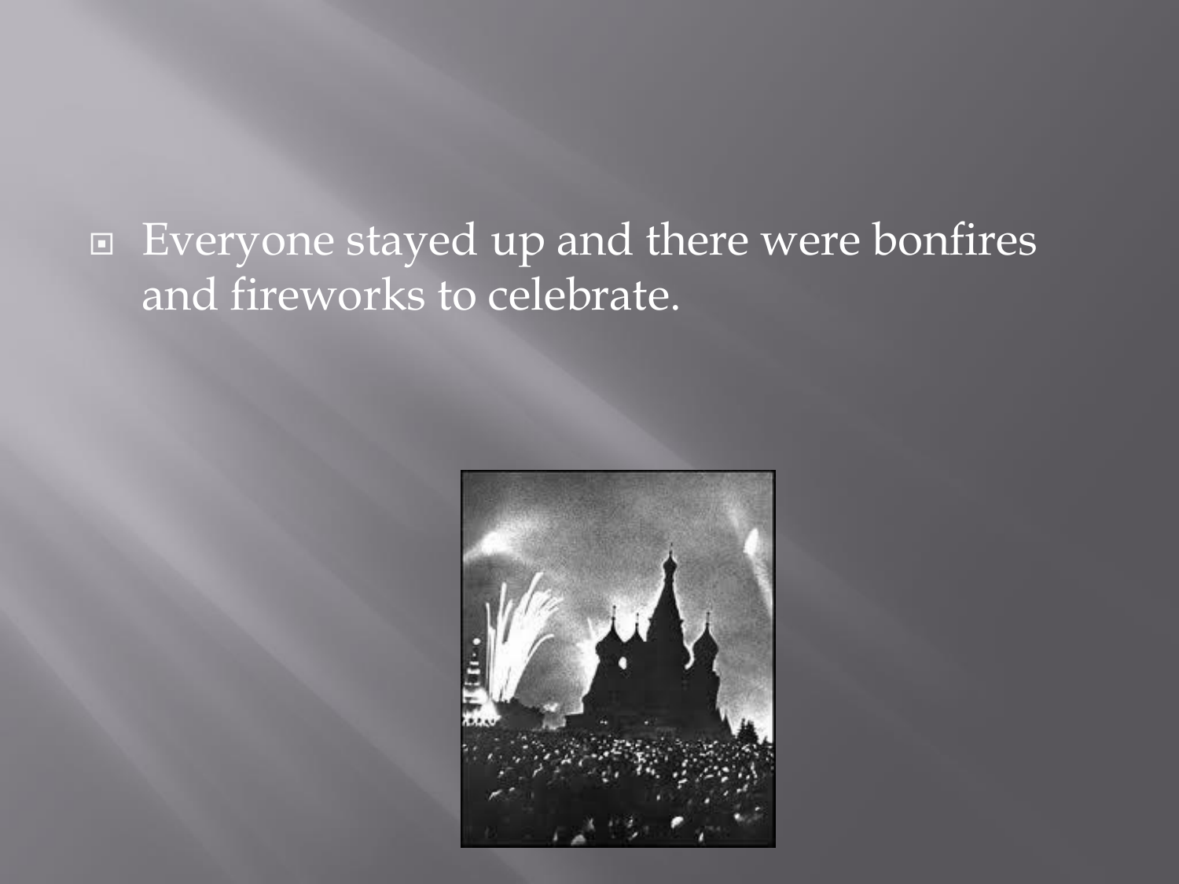- Everyone stayed up and there were bonfires and fireworks to celebrate.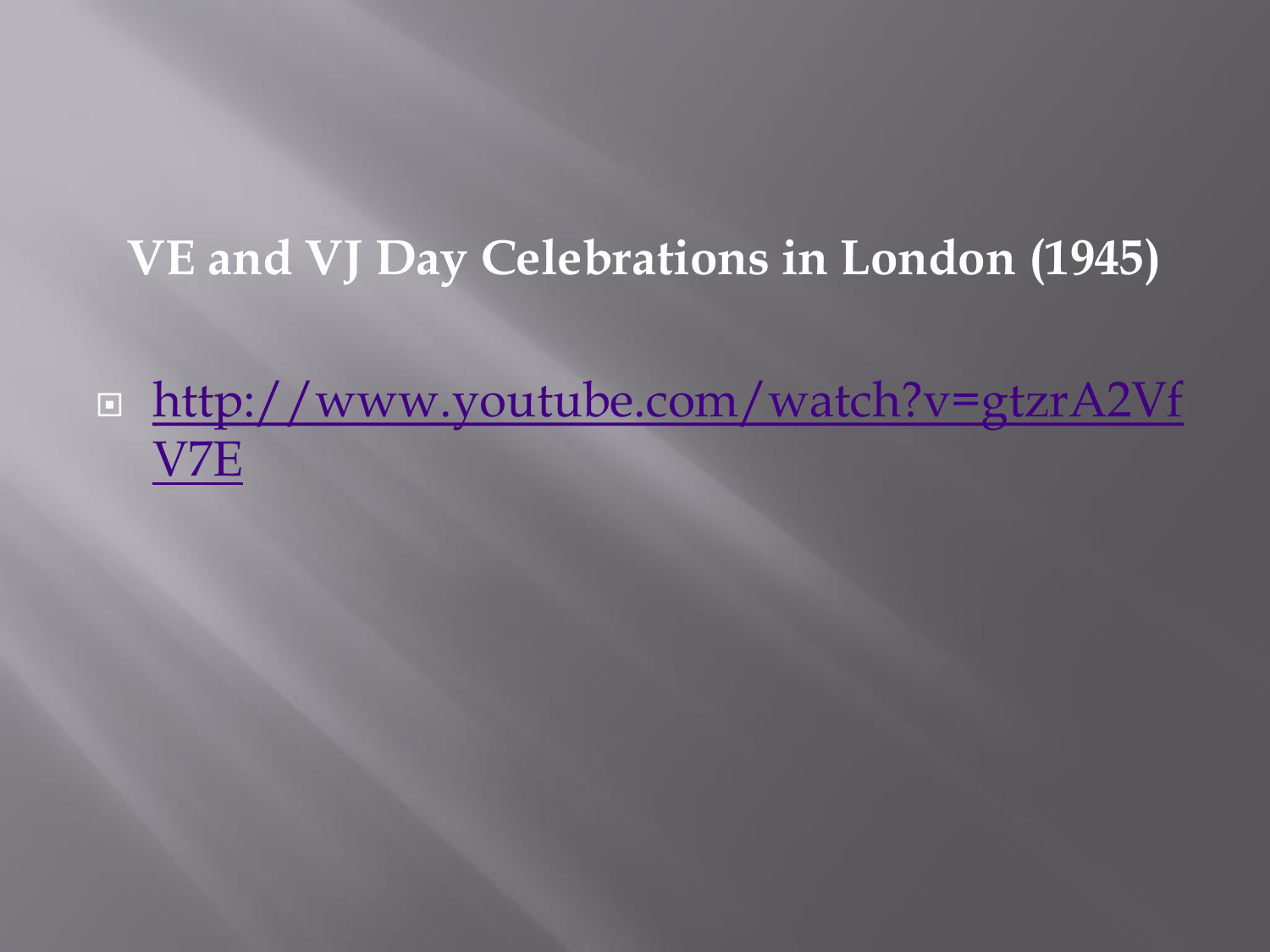# VE and VJ Day Celebrations in London (1945)

- http://www.youtube.com/watch?v=gtzrA2VfV7E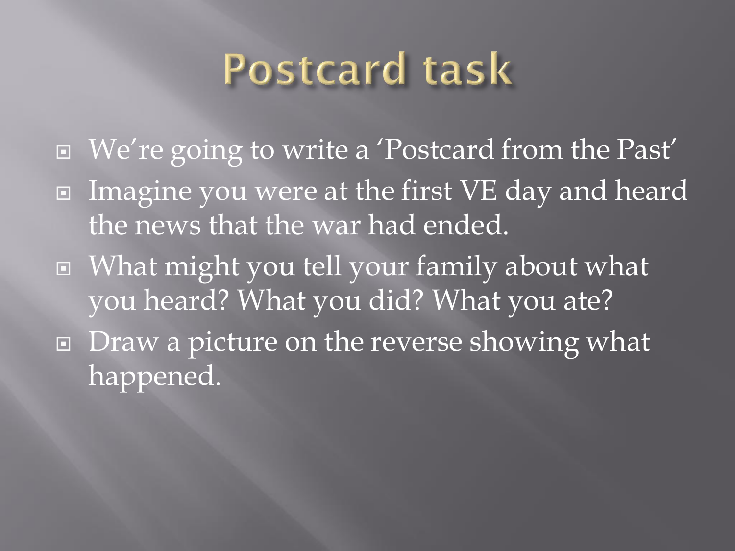# Postcard task

- We're going to write a 'Postcard from the Past'
- Imagine you were at the first VE day and heard the news that the war had ended.
- What might you tell your family about what you heard? What you did? What you ate?
- Draw a picture on the reverse showing what happened.